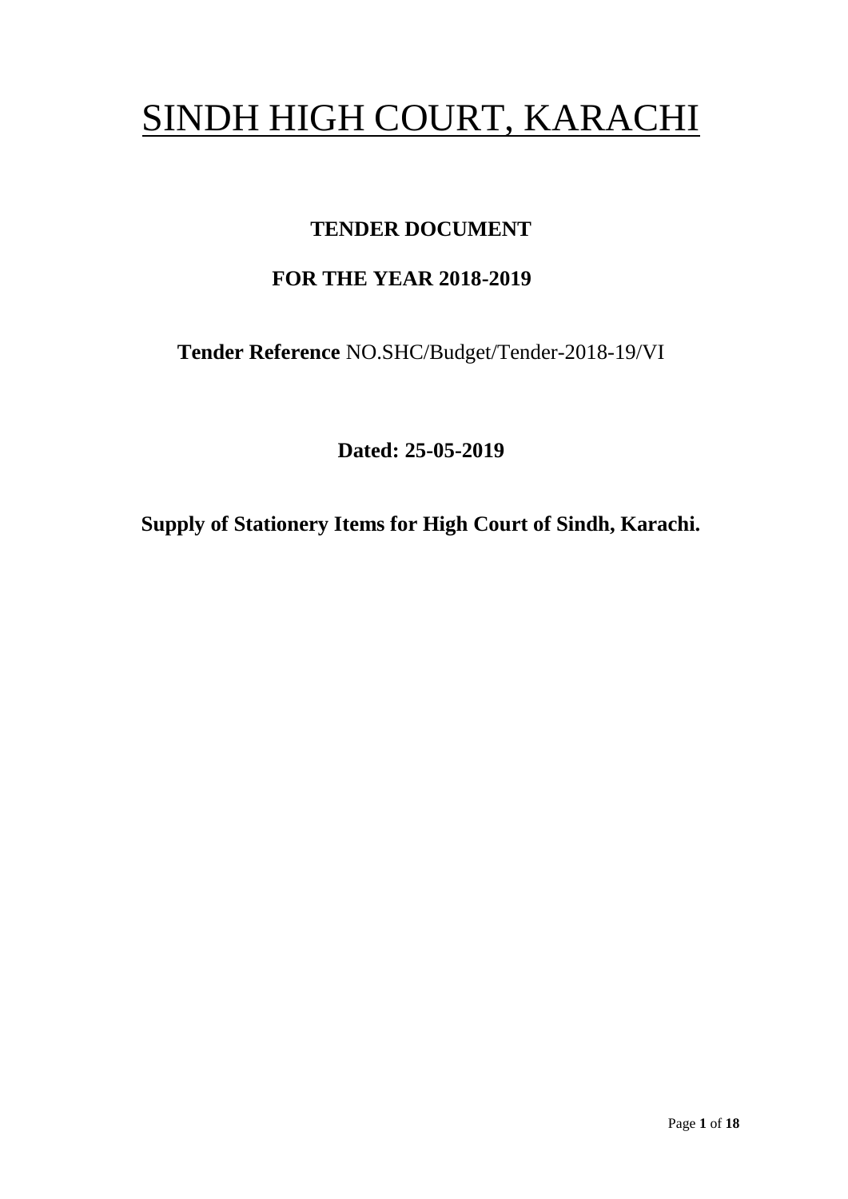# SINDH HIGH COURT, KARACHI

**TENDER DOCUMENT**

**FOR THE YEAR 2018-2019**

**Tender Reference** NO.SHC/Budget/Tender-2018-19/VI

**Dated: 25-05-2019**

**Supply of Stationery Items for High Court of Sindh, Karachi.**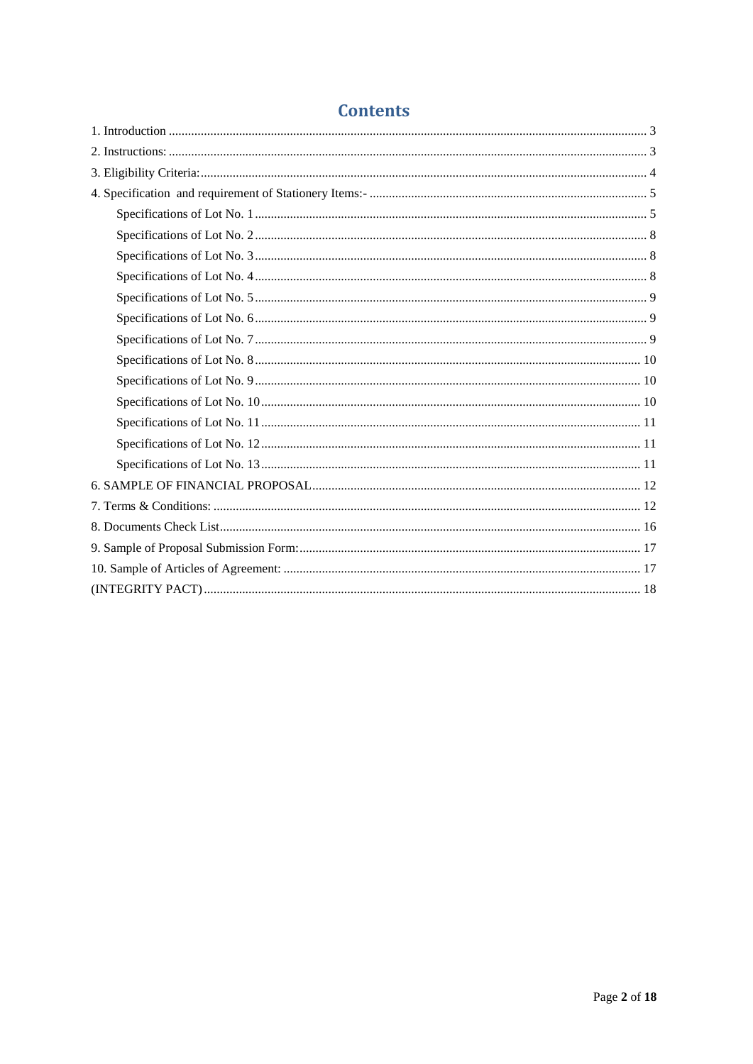# Contents

1. Introduction ........ 3
2. Instructions: ........ 3
3. Eligibility Criteria: ........ 4
4. Specification and requirement of Stationery Items:- ........ 5
    - Specifications of Lot No. 1 ........ 5
    - Specifications of Lot No. 2 ........ 8
    - Specifications of Lot No. 3 ........ 8
    - Specifications of Lot No. 4 ........ 8
    - Specifications of Lot No. 5 ........ 9
    - Specifications of Lot No. 6 ........ 9
    - Specifications of Lot No. 7 ........ 9
    - Specifications of Lot No. 8 ........ 10
    - Specifications of Lot No. 9 ........ 10
    - Specifications of Lot No. 10 ........ 10
    - Specifications of Lot No. 11 ........ 11
    - Specifications of Lot No. 12 ........ 11
    - Specifications of Lot No. 13 ........ 11

6. SAMPLE OF FINANCIAL PROPOSAL ........ 12

7. Terms & Conditions: ........ 12

8. Documents Check List ........ 16

9. Sample of Proposal Submission Form: ........ 17

10. Sample of Articles of Agreement: ........ 17

(INTEGRITY PACT) ........ 18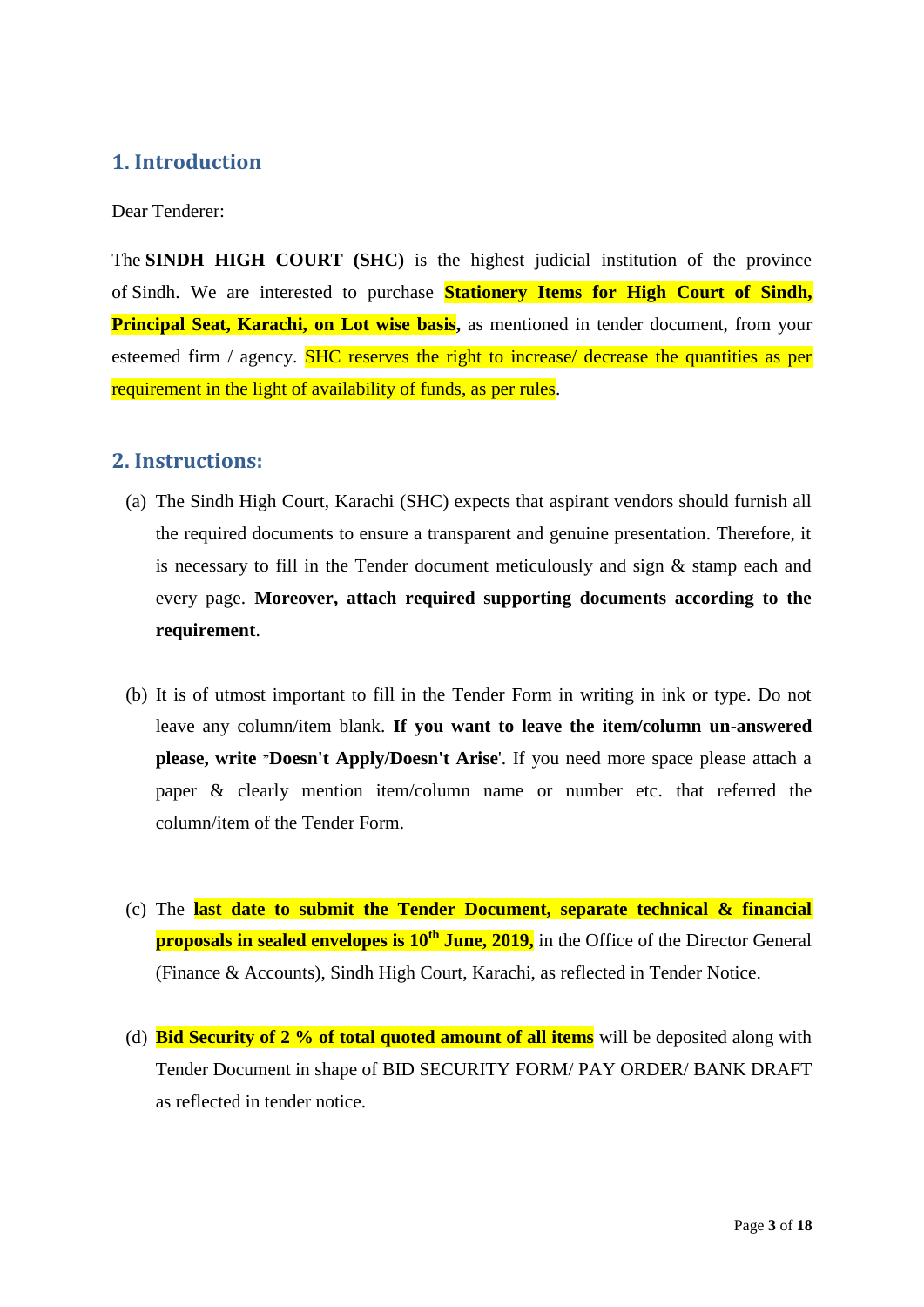## 1. Introduction

Dear Tenderer:

The **SINDH HIGH COURT (SHC)** is the highest judicial institution of the province of Sindh. We are interested to purchase **Stationery Items for High Court of Sindh, Principal Seat, Karachi, on Lot wise basis**, as mentioned in tender document, from your esteemed firm / agency. SHC reserves the right to increase/ decrease the quantities as per requirement in the light of availability of funds, as per rules.

## 2. Instructions:

(a) The Sindh High Court, Karachi (SHC) expects that aspirant vendors should furnish all the required documents to ensure a transparent and genuine presentation. Therefore, it is necessary to fill in the Tender document meticulously and sign & stamp each and every page. **Moreover, attach required supporting documents according to the requirement**.

(b) It is of utmost important to fill in the Tender Form in writing in ink or type. Do not leave any column/item blank. **If you want to leave the item/column un-answered please, write "Doesn't Apply/Doesn't Arise**'. If you need more space please attach a paper & clearly mention item/column name or number etc. that referred the column/item of the Tender Form.

(c) The **last date to submit the Tender Document, separate technical & financial proposals in sealed envelopes is 10th June, 2019,** in the Office of the Director General (Finance & Accounts), Sindh High Court, Karachi, as reflected in Tender Notice.

(d) **Bid Security of 2 % of total quoted amount of all items** will be deposited along with Tender Document in shape of BID SECURITY FORM/ PAY ORDER/ BANK DRAFT as reflected in tender notice.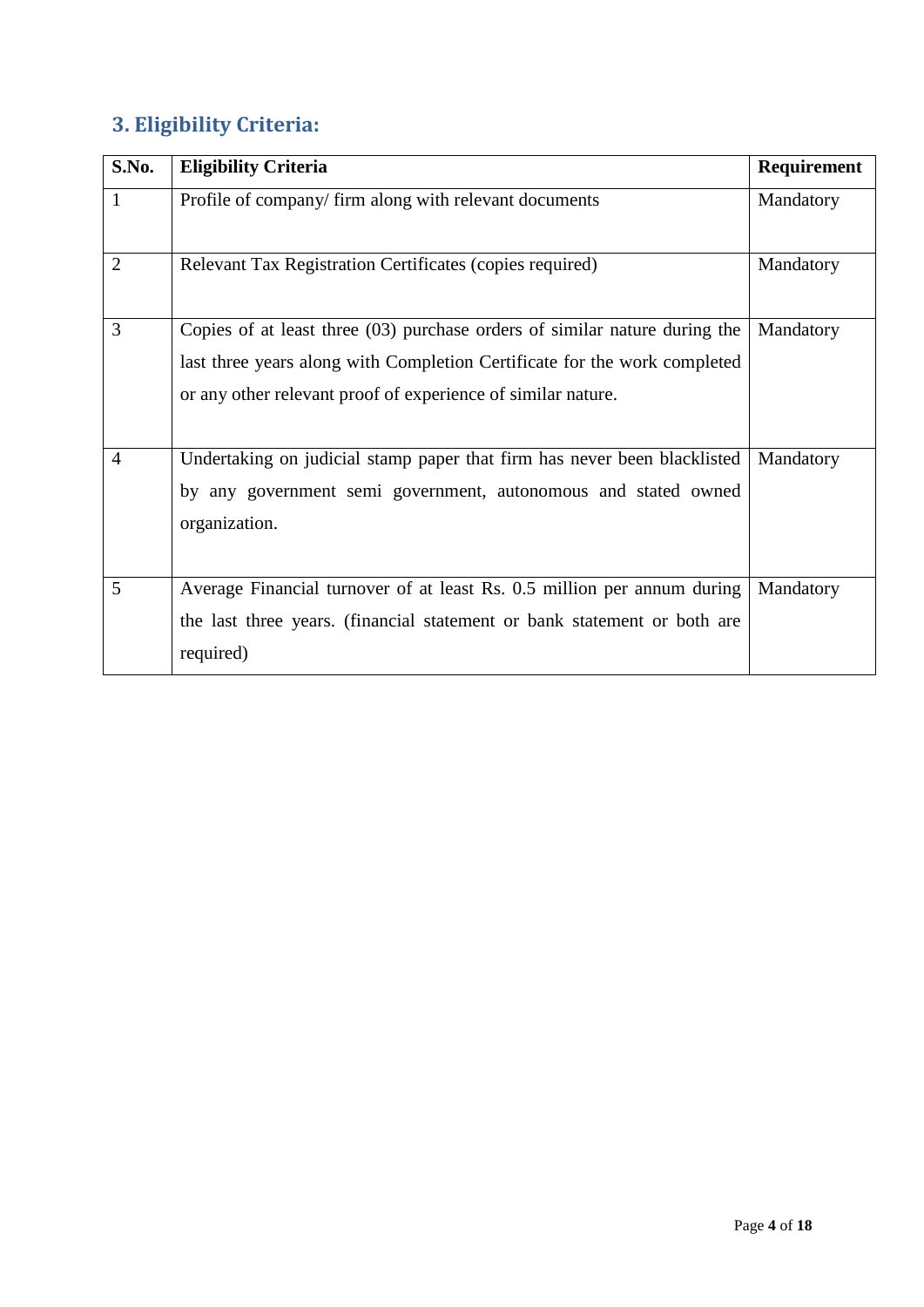## 3. Eligibility Criteria:

| S.No. | Eligibility Criteria | Requirement |
|---|---|---|
| 1 | Profile of company/ firm along with relevant documents | Mandatory |
| 2 | Relevant Tax Registration Certificates (copies required) | Mandatory |
| 3 | Copies of at least three (03) purchase orders of similar nature during the last three years along with Completion Certificate for the work completed or any other relevant proof of experience of similar nature. | Mandatory |
| 4 | Undertaking on judicial stamp paper that firm has never been blacklisted by any government semi government, autonomous and stated owned organization. | Mandatory |
| 5 | Average Financial turnover of at least Rs. 0.5 million per annum during the last three years. (financial statement or bank statement or both are required) | Mandatory |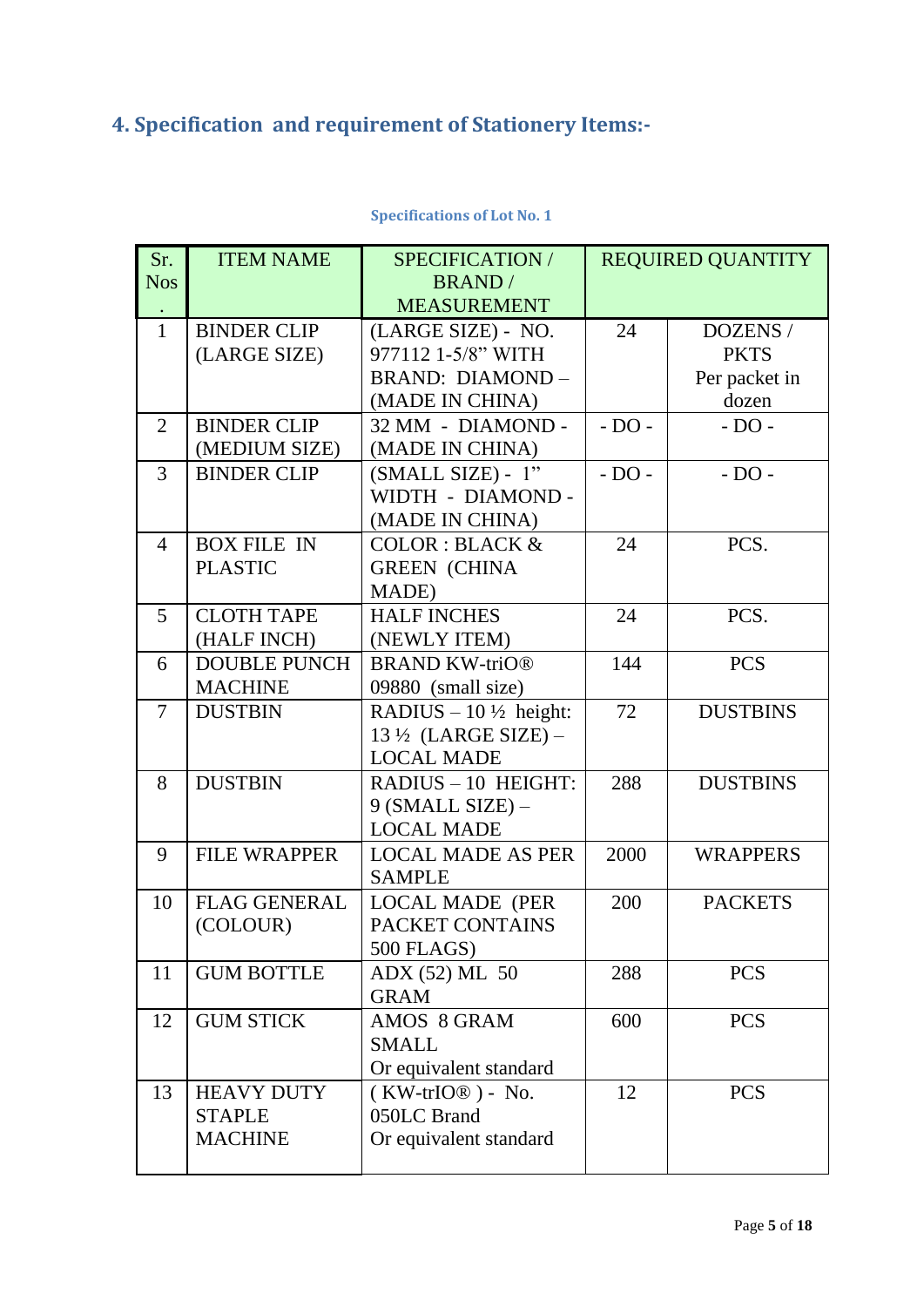## 4. Specification and requirement of Stationery Items:-

**Specifications of Lot No. 1**

| Sr. Nos. | ITEM NAME | SPECIFICATION / BRAND / MEASUREMENT | REQUIRED QUANTITY | |
|---|---|---|---|---|
| 1 | BINDER CLIP (LARGE SIZE) | (LARGE SIZE) - NO. 977112 1-5/8" WITH BRAND: DIAMOND – (MADE IN CHINA) | 24 | DOZENS / PKTS Per packet in dozen |
| 2 | BINDER CLIP (MEDIUM SIZE) | 32 MM - DIAMOND - (MADE IN CHINA) | - DO - | - DO - |
| 3 | BINDER CLIP | (SMALL SIZE) - 1" WIDTH - DIAMOND - (MADE IN CHINA) | - DO - | - DO - |
| 4 | BOX FILE IN PLASTIC | COLOR : BLACK & GREEN (CHINA MADE) | 24 | PCS. |
| 5 | CLOTH TAPE (HALF INCH) | HALF INCHES (NEWLY ITEM) | 24 | PCS. |
| 6 | DOUBLE PUNCH MACHINE | BRAND KW-triO® 09880 (small size) | 144 | PCS |
| 7 | DUSTBIN | RADIUS – 10 ½ height: 13 ½ (LARGE SIZE) – LOCAL MADE | 72 | DUSTBINS |
| 8 | DUSTBIN | RADIUS – 10 HEIGHT: 9 (SMALL SIZE) – LOCAL MADE | 288 | DUSTBINS |
| 9 | FILE WRAPPER | LOCAL MADE AS PER SAMPLE | 2000 | WRAPPERS |
| 10 | FLAG GENERAL (COLOUR) | LOCAL MADE (PER PACKET CONTAINS 500 FLAGS) | 200 | PACKETS |
| 11 | GUM BOTTLE | ADX (52) ML 50 GRAM | 288 | PCS |
| 12 | GUM STICK | AMOS 8 GRAM SMALL Or equivalent standard | 600 | PCS |
| 13 | HEAVY DUTY STAPLE MACHINE | ( KW-trIO® ) - No. 050LC Brand Or equivalent standard | 12 | PCS |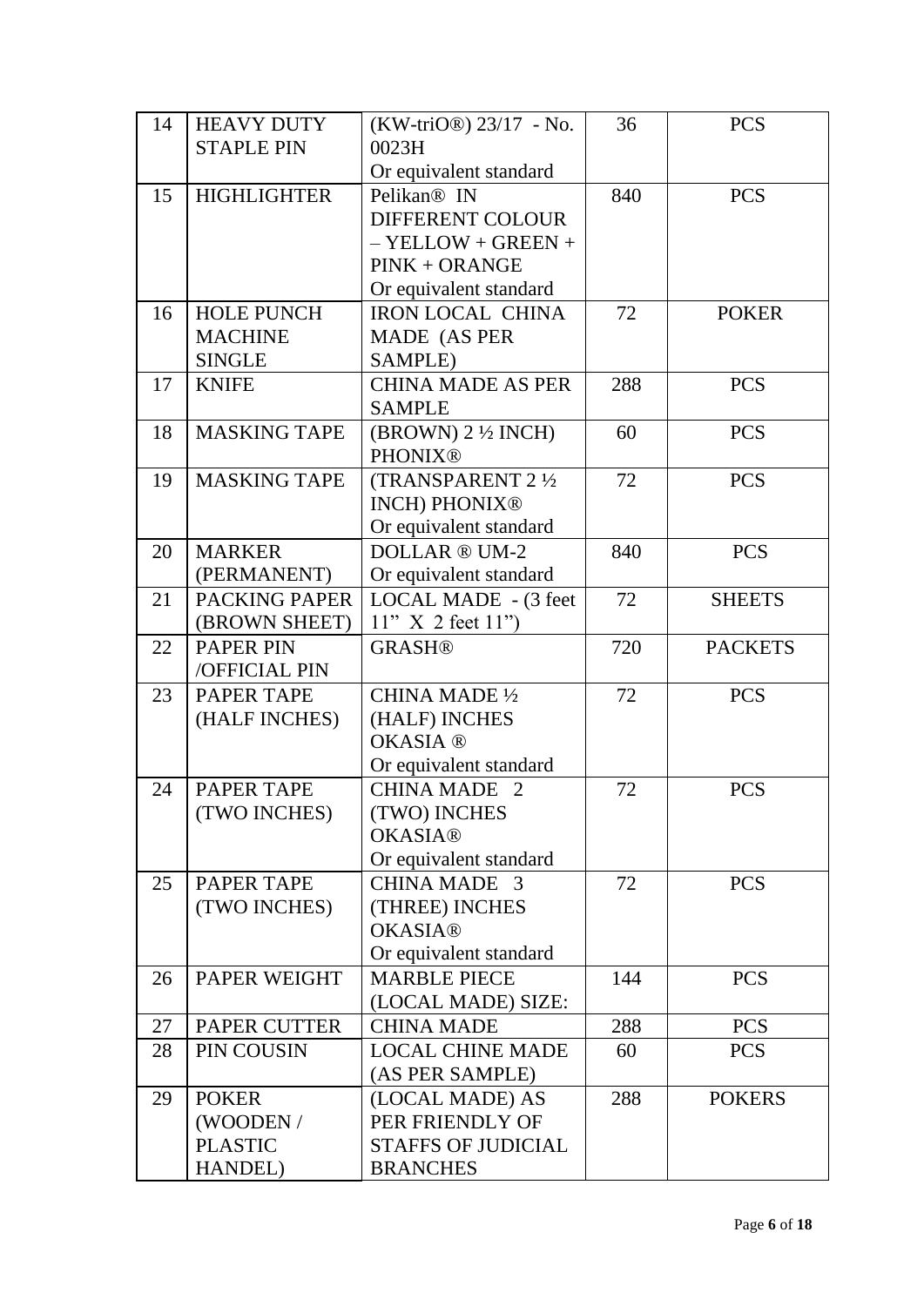| 14 | HEAVY DUTY STAPLE PIN | (KW-triO®) 23/17 - No. 0023H Or equivalent standard | 36 | PCS |
|---|---|---|---|---|
| 15 | HIGHLIGHTER | Pelikan® IN DIFFERENT COLOUR – YELLOW + GREEN + PINK + ORANGE Or equivalent standard | 840 | PCS |
| 16 | HOLE PUNCH MACHINE SINGLE | IRON LOCAL CHINA MADE (AS PER SAMPLE) | 72 | POKER |
| 17 | KNIFE | CHINA MADE AS PER SAMPLE | 288 | PCS |
| 18 | MASKING TAPE | (BROWN) 2 ½ INCH) PHONIX® | 60 | PCS |
| 19 | MASKING TAPE | (TRANSPARENT 2 ½ INCH) PHONIX® Or equivalent standard | 72 | PCS |
| 20 | MARKER (PERMANENT) | DOLLAR ® UM-2 Or equivalent standard | 840 | PCS |
| 21 | PACKING PAPER (BROWN SHEET) | LOCAL MADE - (3 feet 11" X 2 feet 11") | 72 | SHEETS |
| 22 | PAPER PIN /OFFICIAL PIN | GRASH® | 720 | PACKETS |
| 23 | PAPER TAPE (HALF INCHES) | CHINA MADE ½ (HALF) INCHES OKASIA ® Or equivalent standard | 72 | PCS |
| 24 | PAPER TAPE (TWO INCHES) | CHINA MADE 2 (TWO) INCHES OKASIA® Or equivalent standard | 72 | PCS |
| 25 | PAPER TAPE (TWO INCHES) | CHINA MADE 3 (THREE) INCHES OKASIA® Or equivalent standard | 72 | PCS |
| 26 | PAPER WEIGHT | MARBLE PIECE (LOCAL MADE) SIZE: | 144 | PCS |
| 27 | PAPER CUTTER | CHINA MADE | 288 | PCS |
| 28 | PIN COUSIN | LOCAL CHINE MADE (AS PER SAMPLE) | 60 | PCS |
| 29 | POKER (WOODEN / PLASTIC HANDEL) | (LOCAL MADE) AS PER FRIENDLY OF STAFFS OF JUDICIAL BRANCHES | 288 | POKERS |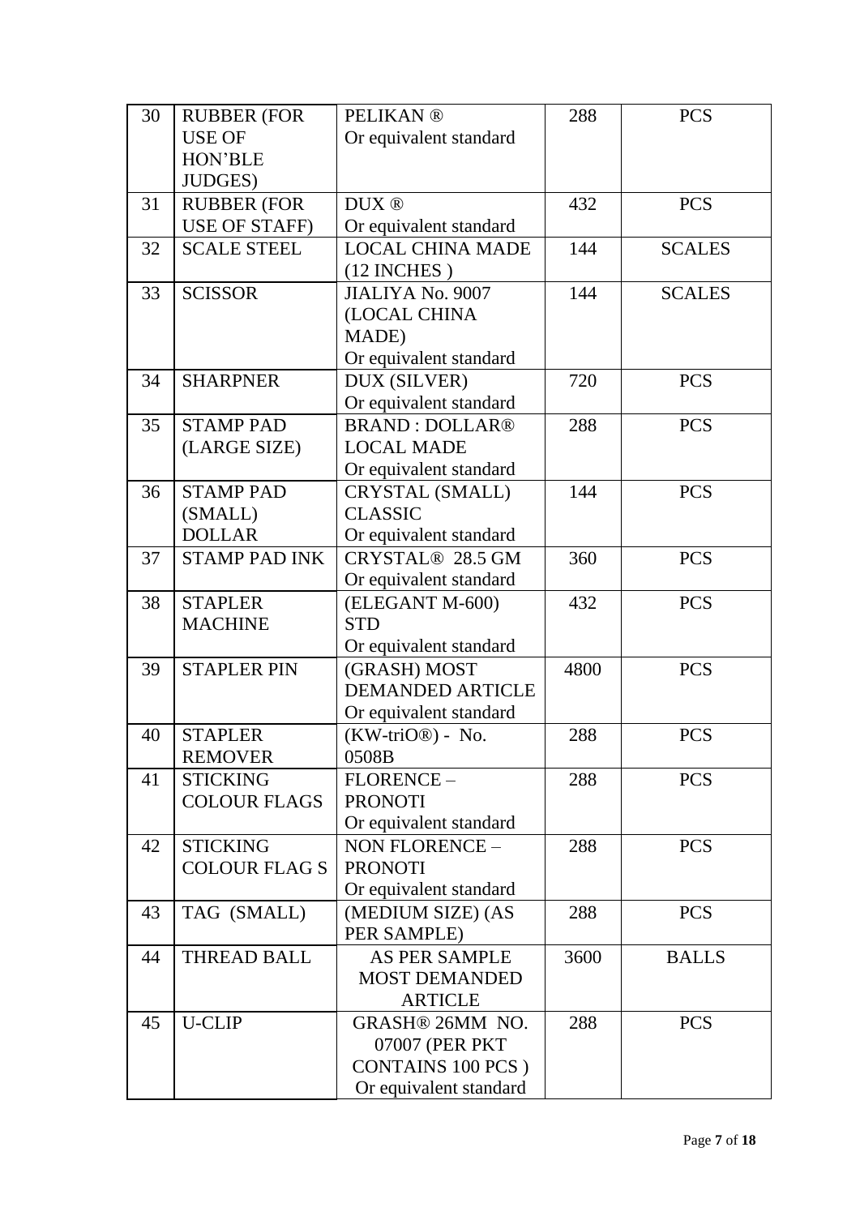| 30 | RUBBER (FOR USE OF HON'BLE JUDGES) | PELIKAN ® Or equivalent standard | 288 | PCS |
|---|---|---|---|---|
| 31 | RUBBER (FOR USE OF STAFF) | DUX ® Or equivalent standard | 432 | PCS |
| 32 | SCALE STEEL | LOCAL CHINA MADE (12 INCHES ) | 144 | SCALES |
| 33 | SCISSOR | JIALIYA No. 9007 (LOCAL CHINA MADE) Or equivalent standard | 144 | SCALES |
| 34 | SHARPNER | DUX (SILVER) Or equivalent standard | 720 | PCS |
| 35 | STAMP PAD (LARGE SIZE) | BRAND : DOLLAR® LOCAL MADE Or equivalent standard | 288 | PCS |
| 36 | STAMP PAD (SMALL) DOLLAR | CRYSTAL (SMALL) CLASSIC Or equivalent standard | 144 | PCS |
| 37 | STAMP PAD INK | CRYSTAL® 28.5 GM Or equivalent standard | 360 | PCS |
| 38 | STAPLER MACHINE | (ELEGANT M-600) STD Or equivalent standard | 432 | PCS |
| 39 | STAPLER PIN | (GRASH) MOST DEMANDED ARTICLE Or equivalent standard | 4800 | PCS |
| 40 | STAPLER REMOVER | (KW-triO®) - No. 0508B | 288 | PCS |
| 41 | STICKING COLOUR FLAGS | FLORENCE – PRONOTI Or equivalent standard | 288 | PCS |
| 42 | STICKING COLOUR FLAG S | NON FLORENCE – PRONOTI Or equivalent standard | 288 | PCS |
| 43 | TAG (SMALL) | (MEDIUM SIZE) (AS PER SAMPLE) | 288 | PCS |
| 44 | THREAD BALL | AS PER SAMPLE MOST DEMANDED ARTICLE | 3600 | BALLS |
| 45 | U-CLIP | GRASH® 26MM NO. 07007 (PER PKT CONTAINS 100 PCS ) Or equivalent standard | 288 | PCS |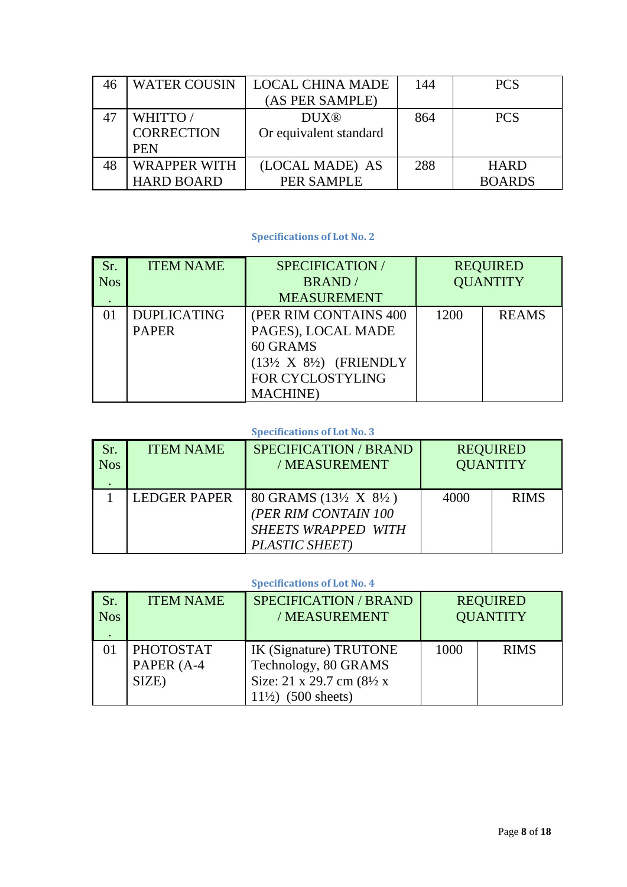| 46 | WATER COUSIN | LOCAL CHINA MADE (AS PER SAMPLE) | 144 | PCS |
|---|---|---|---|---|
| 47 | WHITTO / CORRECTION PEN | DUX® Or equivalent standard | 864 | PCS |
| 48 | WRAPPER WITH HARD BOARD | (LOCAL MADE) AS PER SAMPLE | 288 | HARD BOARDS |

### Specifications of Lot No. 2

| Sr. Nos. | ITEM NAME | SPECIFICATION / BRAND / MEASUREMENT | REQUIRED QUANTITY | |
|---|---|---|---|---|
| 01 | DUPLICATING PAPER | (PER RIM CONTAINS 400 PAGES), LOCAL MADE 60 GRAMS (13½ X 8½) (FRIENDLY FOR CYCLOSTYLING MACHINE) | 1200 | REAMS |

### Specifications of Lot No. 3

| Sr. Nos. | ITEM NAME | SPECIFICATION / BRAND / MEASUREMENT | REQUIRED QUANTITY | |
|---|---|---|---|---|
| 1 | LEDGER PAPER | 80 GRAMS (13½ X 8½ ) *(PER RIM CONTAIN 100 SHEETS WRAPPED WITH PLASTIC SHEET)* | 4000 | RIMS |

### Specifications of Lot No. 4

| Sr. Nos. | ITEM NAME | SPECIFICATION / BRAND / MEASUREMENT | REQUIRED QUANTITY | |
|---|---|---|---|---|
| 01 | PHOTOSTAT PAPER (A-4 SIZE) | IK (Signature) TRUTONE Technology, 80 GRAMS Size: 21 x 29.7 cm (8½ x 11½) (500 sheets) | 1000 | RIMS |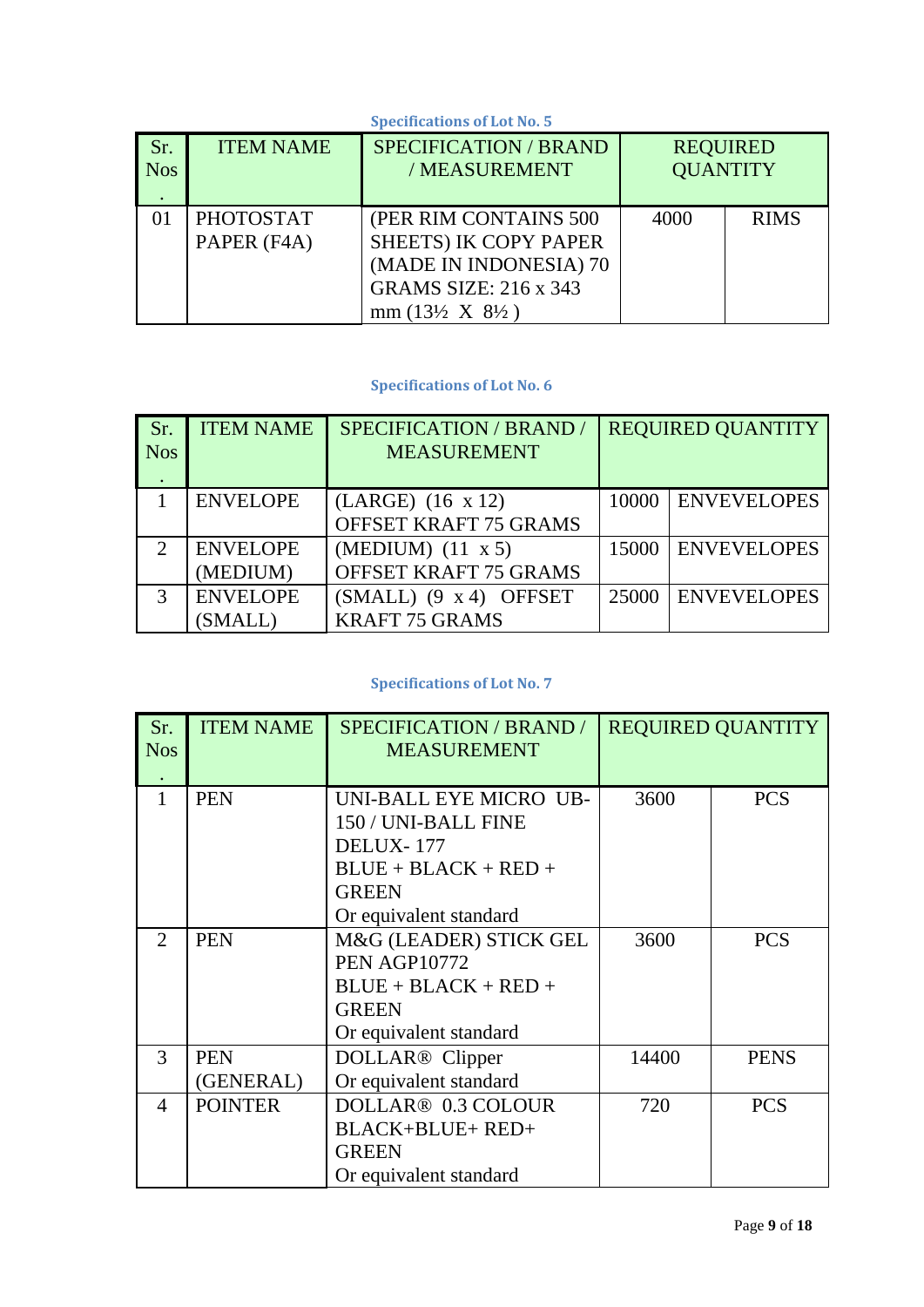### Specifications of Lot No. 5

| Sr. Nos. | ITEM NAME | SPECIFICATION / BRAND / MEASUREMENT | REQUIRED QUANTITY | |
|---|---|---|---|---|
| 01 | PHOTOSTAT PAPER (F4A) | (PER RIM CONTAINS 500 SHEETS) IK COPY PAPER (MADE IN INDONESIA) 70 GRAMS SIZE: 216 x 343 mm (13½ X 8½ ) | 4000 | RIMS |

### Specifications of Lot No. 6

| Sr. Nos. | ITEM NAME | SPECIFICATION / BRAND / MEASUREMENT | REQUIRED QUANTITY | |
|---|---|---|---|---|
| 1 | ENVELOPE | (LARGE) (16 x 12) OFFSET KRAFT 75 GRAMS | 10000 | ENVEVELOPES |
| 2 | ENVELOPE (MEDIUM) | (MEDIUM) (11 x 5) OFFSET KRAFT 75 GRAMS | 15000 | ENVEVELOPES |
| 3 | ENVELOPE (SMALL) | (SMALL) (9 x 4) OFFSET KRAFT 75 GRAMS | 25000 | ENVEVELOPES |

### Specifications of Lot No. 7

| Sr. Nos. | ITEM NAME | SPECIFICATION / BRAND / MEASUREMENT | REQUIRED QUANTITY | |
|---|---|---|---|---|
| 1 | PEN | UNI-BALL EYE MICRO UB-150 / UNI-BALL FINE DELUX- 177 BLUE + BLACK + RED + GREEN Or equivalent standard | 3600 | PCS |
| 2 | PEN | M&G (LEADER) STICK GEL PEN AGP10772 BLUE + BLACK + RED + GREEN Or equivalent standard | 3600 | PCS |
| 3 | PEN (GENERAL) | DOLLAR® Clipper Or equivalent standard | 14400 | PENS |
| 4 | POINTER | DOLLAR® 0.3 COLOUR BLACK+BLUE+ RED+ GREEN Or equivalent standard | 720 | PCS |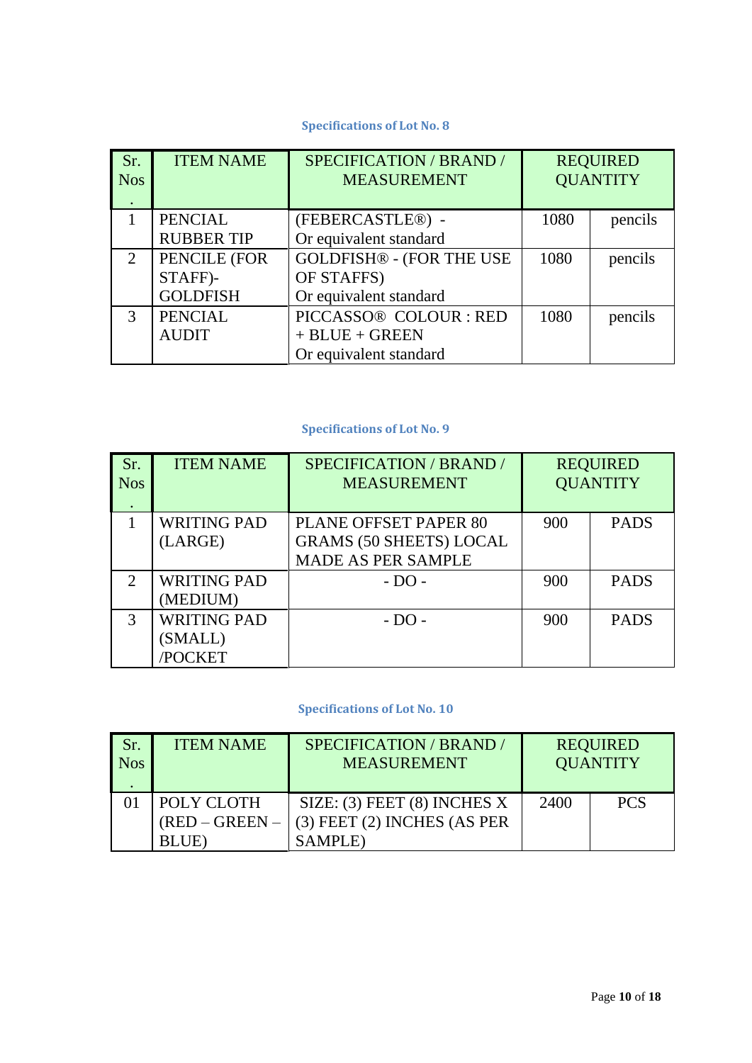### Specifications of Lot No. 8

| Sr. Nos. | ITEM NAME | SPECIFICATION / BRAND / MEASUREMENT | REQUIRED QUANTITY | |
|---|---|---|---|---|
| 1 | PENCIAL RUBBER TIP | (FEBERCASTLE®) - Or equivalent standard | 1080 | pencils |
| 2 | PENCILE (FOR STAFF)- GOLDFISH | GOLDFISH® - (FOR THE USE OF STAFFS) Or equivalent standard | 1080 | pencils |
| 3 | PENCIAL AUDIT | PICCASSO® COLOUR : RED + BLUE + GREEN Or equivalent standard | 1080 | pencils |

### Specifications of Lot No. 9

| Sr. Nos. | ITEM NAME | SPECIFICATION / BRAND / MEASUREMENT | REQUIRED QUANTITY | |
|---|---|---|---|---|
| 1 | WRITING PAD (LARGE) | PLANE OFFSET PAPER 80 GRAMS (50 SHEETS) LOCAL MADE AS PER SAMPLE | 900 | PADS |
| 2 | WRITING PAD (MEDIUM) | - DO - | 900 | PADS |
| 3 | WRITING PAD (SMALL) /POCKET | - DO - | 900 | PADS |

### Specifications of Lot No. 10

| Sr. Nos. | ITEM NAME | SPECIFICATION / BRAND / MEASUREMENT | REQUIRED QUANTITY | |
|---|---|---|---|---|
| 01 | POLY CLOTH (RED – GREEN – BLUE) | SIZE: (3) FEET (8) INCHES X (3) FEET (2) INCHES (AS PER SAMPLE) | 2400 | PCS |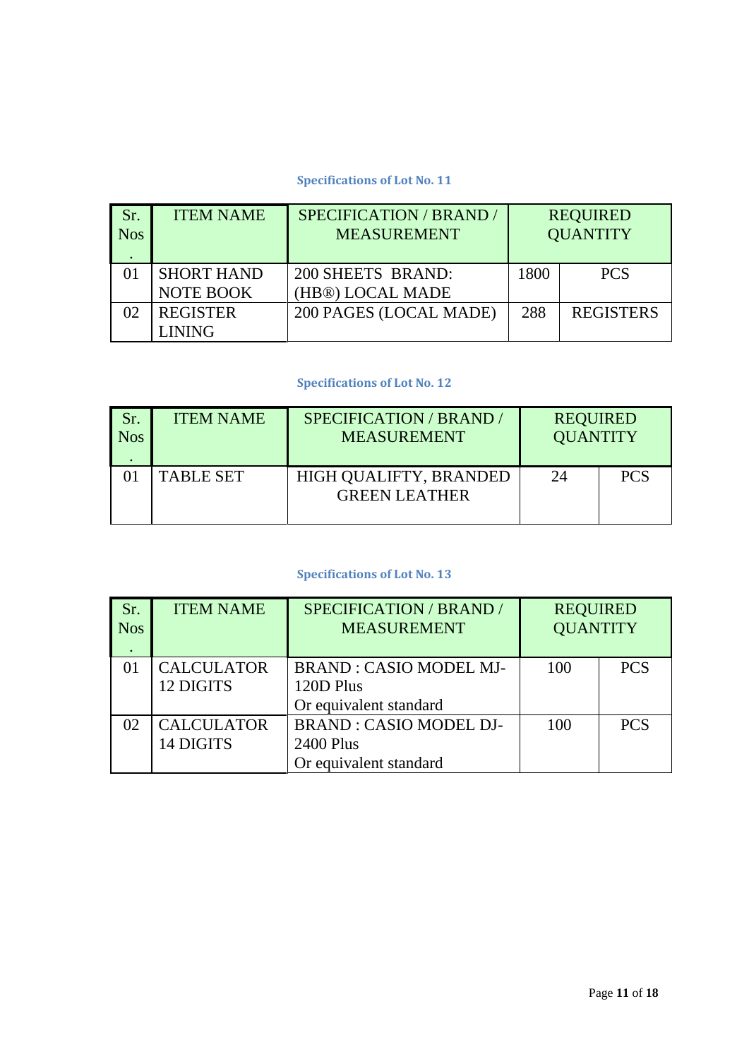### Specifications of Lot No. 11

| Sr. Nos. | ITEM NAME | SPECIFICATION / BRAND / MEASUREMENT | REQUIRED QUANTITY | |
|---|---|---|---|---|
| 01 | SHORT HAND NOTE BOOK | 200 SHEETS BRAND: (HB®) LOCAL MADE | 1800 | PCS |
| 02 | REGISTER LINING | 200 PAGES (LOCAL MADE) | 288 | REGISTERS |

### Specifications of Lot No. 12

| Sr. Nos. | ITEM NAME | SPECIFICATION / BRAND / MEASUREMENT | REQUIRED QUANTITY | |
|---|---|---|---|---|
| 01 | TABLE SET | HIGH QUALIFTY, BRANDED GREEN LEATHER | 24 | PCS |

### Specifications of Lot No. 13

| Sr. Nos. | ITEM NAME | SPECIFICATION / BRAND / MEASUREMENT | REQUIRED QUANTITY | |
|---|---|---|---|---|
| 01 | CALCULATOR 12 DIGITS | BRAND : CASIO MODEL MJ-120D Plus Or equivalent standard | 100 | PCS |
| 02 | CALCULATOR 14 DIGITS | BRAND : CASIO MODEL DJ-2400 Plus Or equivalent standard | 100 | PCS |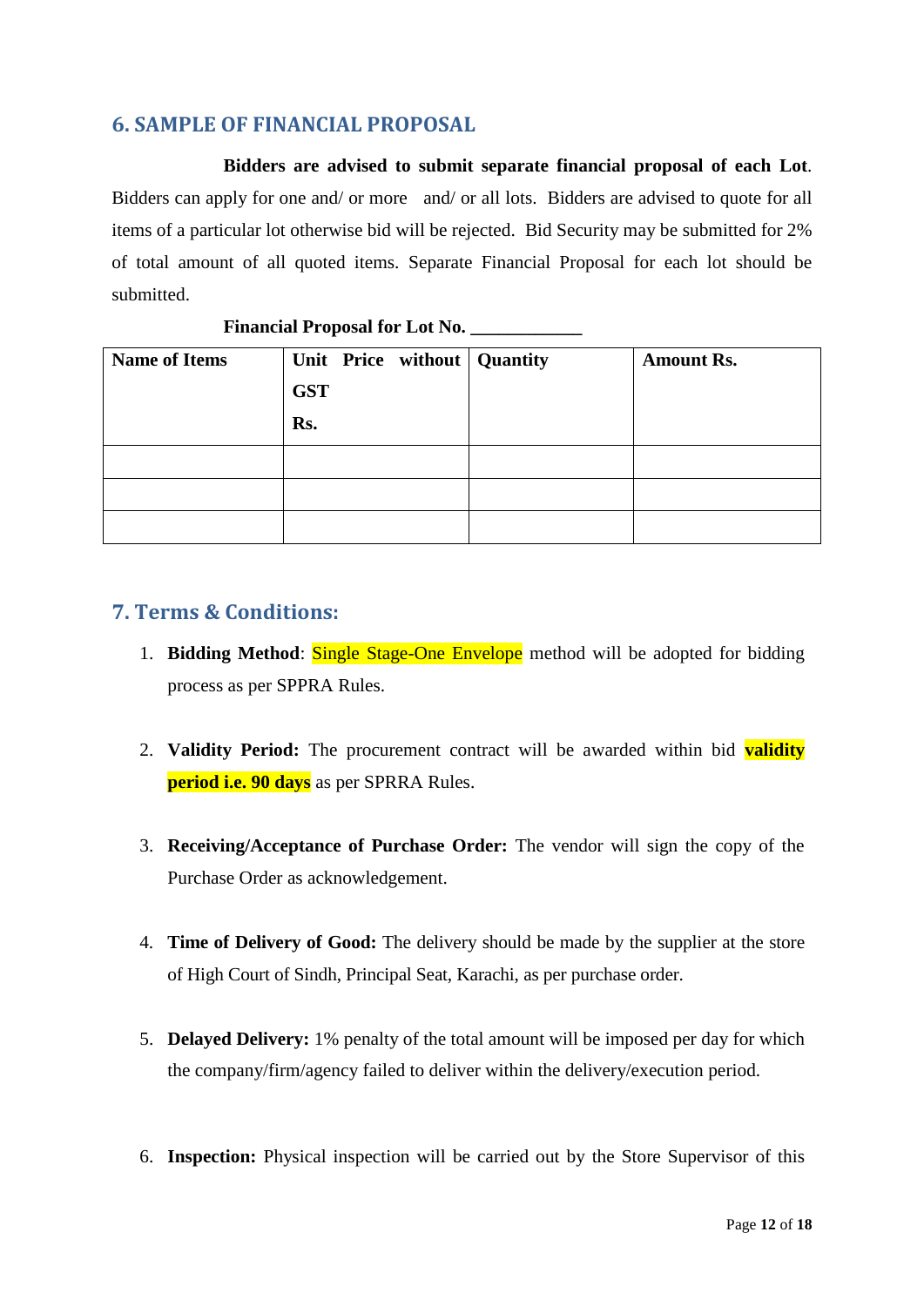## 6. SAMPLE OF FINANCIAL PROPOSAL

**Bidders are advised to submit separate financial proposal of each Lot**. Bidders can apply for one and/ or more and/ or all lots. Bidders are advised to quote for all items of a particular lot otherwise bid will be rejected. Bid Security may be submitted for 2% of total amount of all quoted items. Separate Financial Proposal for each lot should be submitted.

**Financial Proposal for Lot No. ____________**

| **Name of Items** | **Unit Price without GST Rs.** | **Quantity** | **Amount Rs.** |
|---|---|---|---|
| | | | |
| | | | |
| | | | |

## 7. Terms & Conditions:

1. **Bidding Method**: Single Stage-One Envelope method will be adopted for bidding process as per SPPRA Rules.

2. **Validity Period:** The procurement contract will be awarded within bid **validity period i.e. 90 days** as per SPRRA Rules.

3. **Receiving/Acceptance of Purchase Order:** The vendor will sign the copy of the Purchase Order as acknowledgement.

4. **Time of Delivery of Good:** The delivery should be made by the supplier at the store of High Court of Sindh, Principal Seat, Karachi, as per purchase order.

5. **Delayed Delivery:** 1% penalty of the total amount will be imposed per day for which the company/firm/agency failed to deliver within the delivery/execution period.

6. **Inspection:** Physical inspection will be carried out by the Store Supervisor of this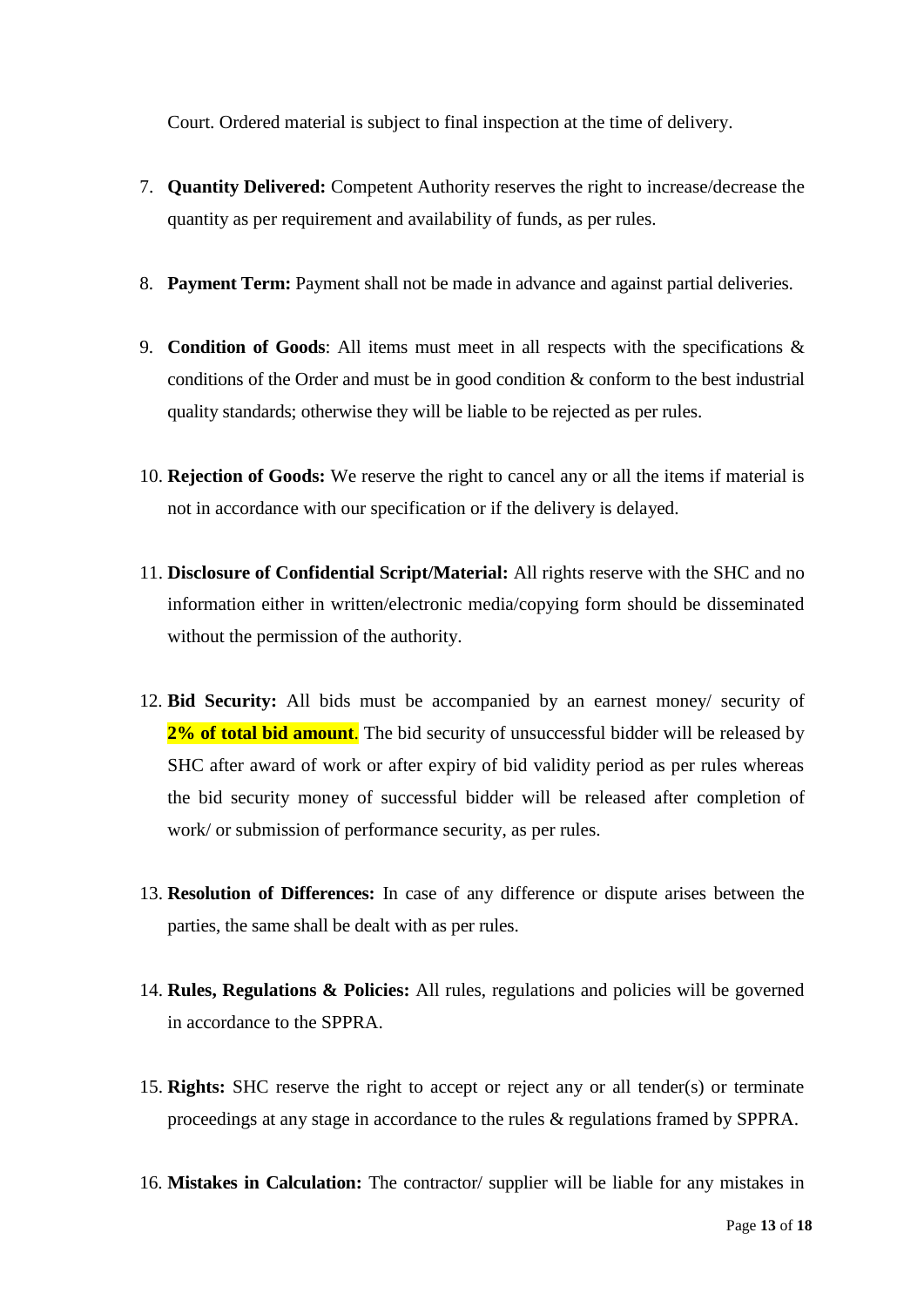Court. Ordered material is subject to final inspection at the time of delivery.

7. **Quantity Delivered:** Competent Authority reserves the right to increase/decrease the quantity as per requirement and availability of funds, as per rules.

8. **Payment Term:** Payment shall not be made in advance and against partial deliveries.

9. **Condition of Goods**: All items must meet in all respects with the specifications & conditions of the Order and must be in good condition & conform to the best industrial quality standards; otherwise they will be liable to be rejected as per rules.

10. **Rejection of Goods:** We reserve the right to cancel any or all the items if material is not in accordance with our specification or if the delivery is delayed.

11. **Disclosure of Confidential Script/Material:** All rights reserve with the SHC and no information either in written/electronic media/copying form should be disseminated without the permission of the authority.

12. **Bid Security:** All bids must be accompanied by an earnest money/ security of **2% of total bid amount**. The bid security of unsuccessful bidder will be released by SHC after award of work or after expiry of bid validity period as per rules whereas the bid security money of successful bidder will be released after completion of work/ or submission of performance security, as per rules.

13. **Resolution of Differences:** In case of any difference or dispute arises between the parties, the same shall be dealt with as per rules.

14. **Rules, Regulations & Policies:** All rules, regulations and policies will be governed in accordance to the SPPRA.

15. **Rights:** SHC reserve the right to accept or reject any or all tender(s) or terminate proceedings at any stage in accordance to the rules & regulations framed by SPPRA.

16. **Mistakes in Calculation:** The contractor/ supplier will be liable for any mistakes in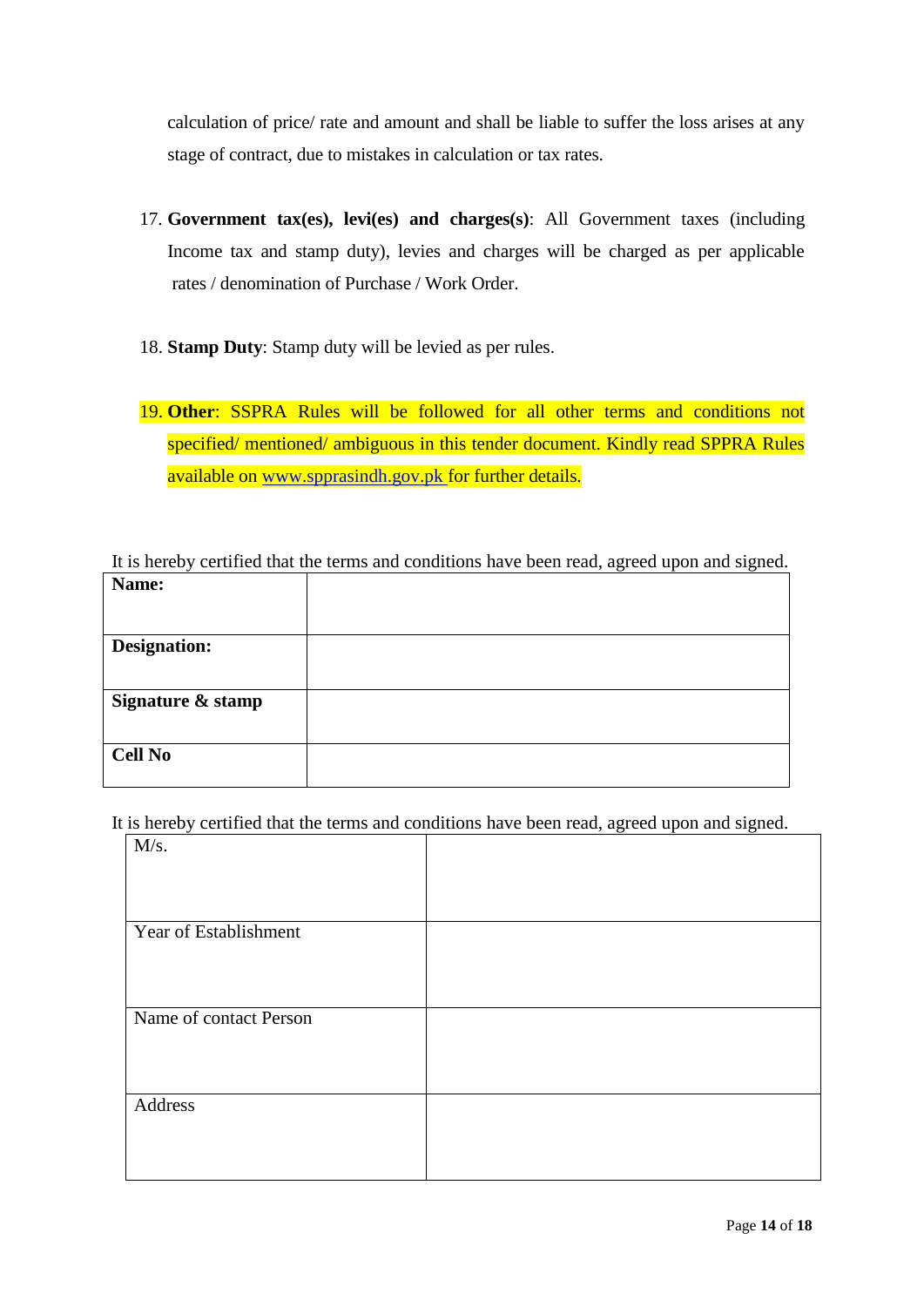calculation of price/ rate and amount and shall be liable to suffer the loss arises at any stage of contract, due to mistakes in calculation or tax rates.

17. **Government tax(es), levi(es) and charges(s)**: All Government taxes (including Income tax and stamp duty), levies and charges will be charged as per applicable rates / denomination of Purchase / Work Order.

18. **Stamp Duty**: Stamp duty will be levied as per rules.

19. **Other**: SSPRA Rules will be followed for all other terms and conditions not specified/ mentioned/ ambiguous in this tender document. Kindly read SPPRA Rules available on www.spprasindh.gov.pk for further details.

It is hereby certified that the terms and conditions have been read, agreed upon and signed.

| **Name:** | |
|---|---|
| **Designation:** | |
| **Signature & stamp** | |
| **Cell No** | |

It is hereby certified that the terms and conditions have been read, agreed upon and signed.

| M/s. | |
|---|---|
| Year of Establishment | |
| Name of contact Person | |
| Address | |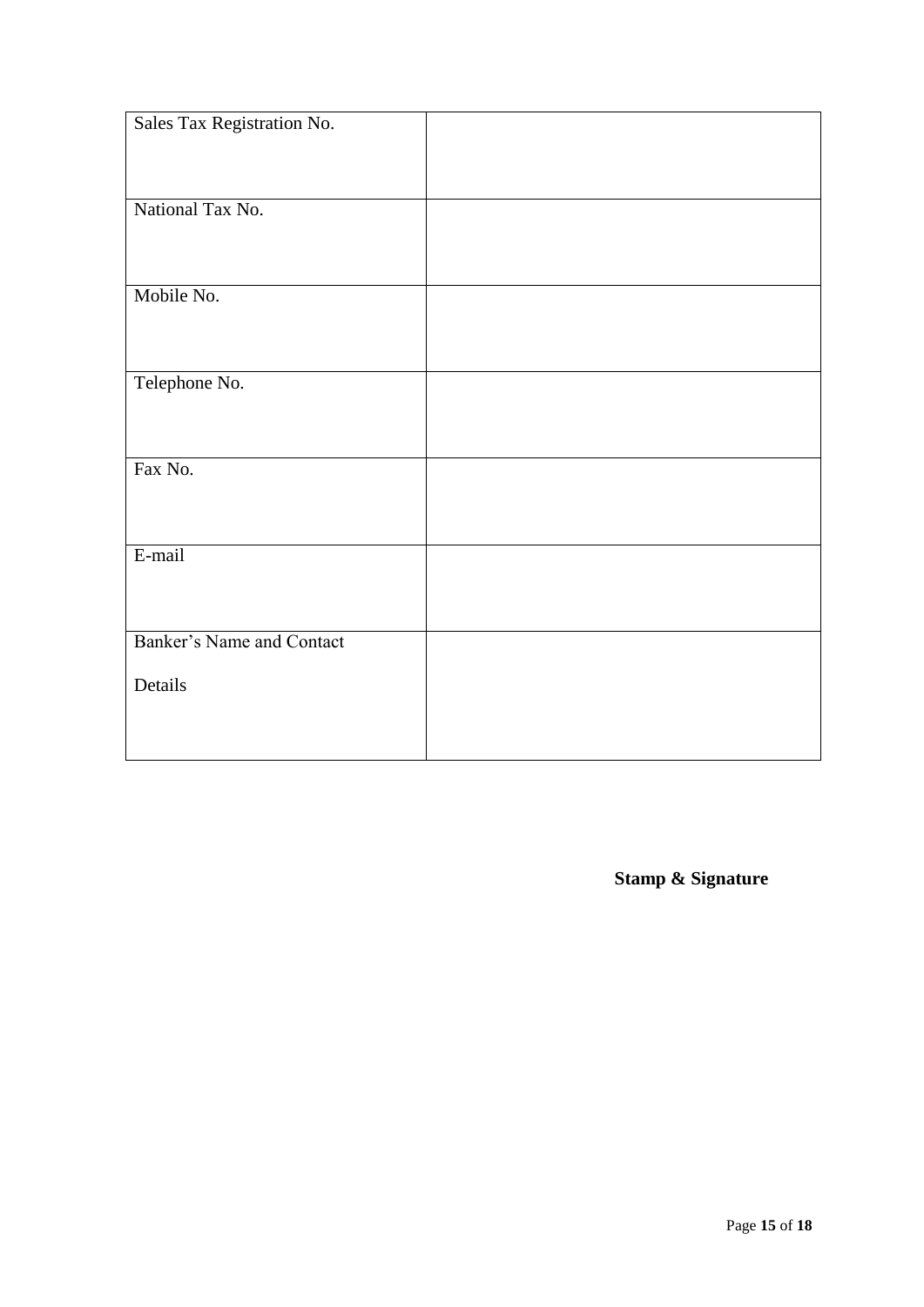| | |
|---|---|
| Sales Tax Registration No. | |
| National Tax No. | |
| Mobile No. | |
| Telephone No. | |
| Fax No. | |
| E-mail | |
| Banker's Name and Contact Details | |

**Stamp & Signature**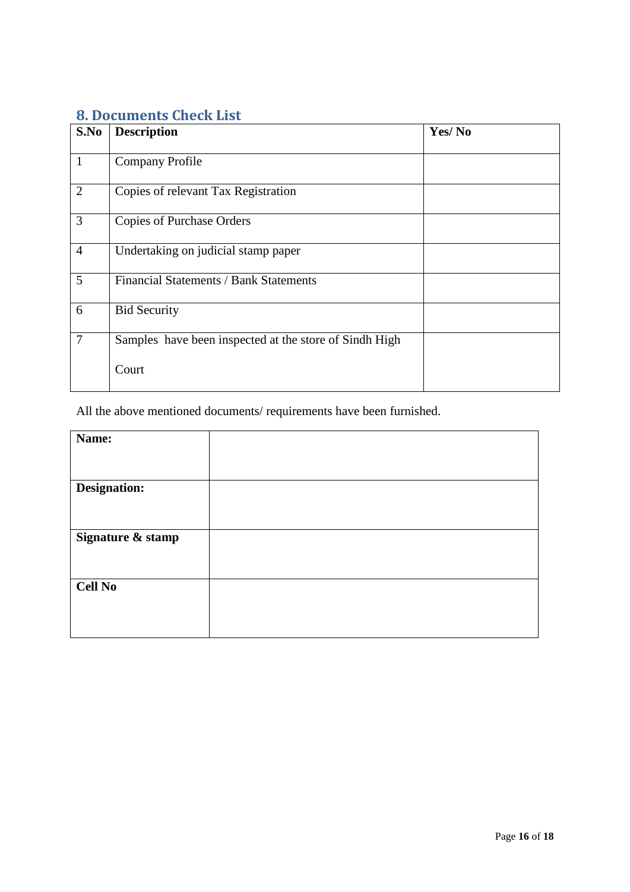## 8. Documents Check List

| S.No | Description | Yes/ No |
|---|---|---|
| 1 | Company Profile | |
| 2 | Copies of relevant Tax Registration | |
| 3 | Copies of Purchase Orders | |
| 4 | Undertaking on judicial stamp paper | |
| 5 | Financial Statements / Bank Statements | |
| 6 | Bid Security | |
| 7 | Samples have been inspected at the store of Sindh High Court | |

All the above mentioned documents/ requirements have been furnished.

| **Name:** | |
|---|---|
| **Designation:** | |
| **Signature & stamp** | |
| **Cell No** | |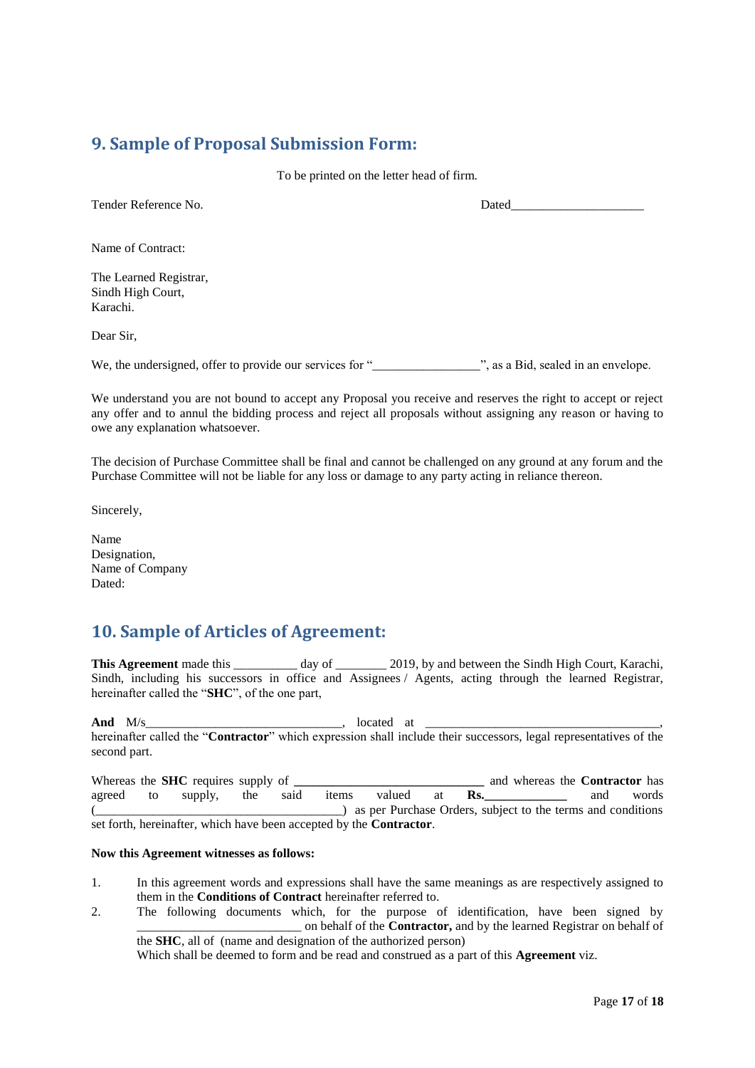## 9. Sample of Proposal Submission Form:

To be printed on the letter head of firm.

Tender Reference No. Dated_____________________

Name of Contract:

The Learned Registrar,
Sindh High Court,
Karachi.

Dear Sir,

We, the undersigned, offer to provide our services for "_________________", as a Bid, sealed in an envelope.

We understand you are not bound to accept any Proposal you receive and reserves the right to accept or reject any offer and to annul the bidding process and reject all proposals without assigning any reason or having to owe any explanation whatsoever.

The decision of Purchase Committee shall be final and cannot be challenged on any ground at any forum and the Purchase Committee will not be liable for any loss or damage to any party acting in reliance thereon.

Sincerely,

Name
Designation,
Name of Company
Dated:

## 10. Sample of Articles of Agreement:

**This Agreement** made this __________ day of ________ 2019, by and between the Sindh High Court, Karachi, Sindh, including his successors in office and Assignees / Agents, acting through the learned Registrar, hereinafter called the "**SHC**", of the one part,

**And** M/s________________________________, located at ____________________________________, hereinafter called the "**Contractor**" which expression shall include their successors, legal representatives of the second part.

Whereas the **SHC** requires supply of **______________________________** and whereas the **Contractor** has agreed to supply, the said items valued at **Rs.\_\_\_\_\_\_\_\_\_\_\_\_\_** and words (________________________________________) as per Purchase Orders, subject to the terms and conditions set forth, hereinafter, which have been accepted by the **Contractor**.

**Now this Agreement witnesses as follows:**

1. In this agreement words and expressions shall have the same meanings as are respectively assigned to them in the **Conditions of Contract** hereinafter referred to.
2. The following documents which, for the purpose of identification, have been signed by __________________________ on behalf of the **Contractor,** and by the learned Registrar on behalf of the **SHC**, all of (name and designation of the authorized person)
   Which shall be deemed to form and be read and construed as a part of this **Agreement** viz.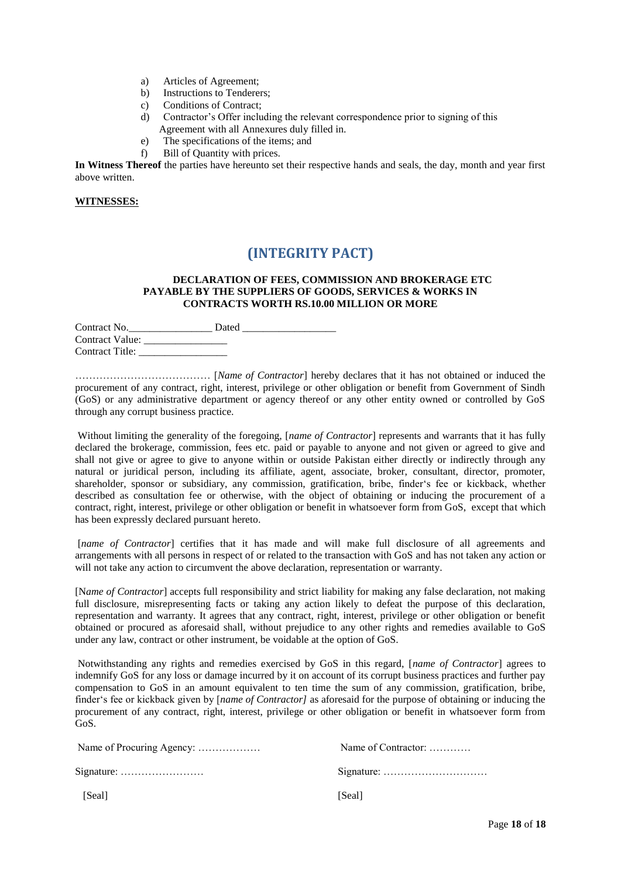a) Articles of Agreement;
b) Instructions to Tenderers;
c) Conditions of Contract;
d) Contractor's Offer including the relevant correspondence prior to signing of this Agreement with all Annexures duly filled in.
e) The specifications of the items; and
f) Bill of Quantity with prices.

**In Witness Thereof** the parties have hereunto set their respective hands and seals, the day, month and year first above written.

**WITNESSES:**

## (INTEGRITY PACT)

**DECLARATION OF FEES, COMMISSION AND BROKERAGE ETC PAYABLE BY THE SUPPLIERS OF GOODS, SERVICES & WORKS IN CONTRACTS WORTH RS.10.00 MILLION OR MORE**

Contract No.________________ Dated __________________
Contract Value: ________________
Contract Title: _________________

………………………………… [*Name of Contractor*] hereby declares that it has not obtained or induced the procurement of any contract, right, interest, privilege or other obligation or benefit from Government of Sindh (GoS) or any administrative department or agency thereof or any other entity owned or controlled by GoS through any corrupt business practice.

Without limiting the generality of the foregoing, [*name of Contractor*] represents and warrants that it has fully declared the brokerage, commission, fees etc. paid or payable to anyone and not given or agreed to give and shall not give or agree to give to anyone within or outside Pakistan either directly or indirectly through any natural or juridical person, including its affiliate, agent, associate, broker, consultant, director, promoter, shareholder, sponsor or subsidiary, any commission, gratification, bribe, finder's fee or kickback, whether described as consultation fee or otherwise, with the object of obtaining or inducing the procurement of a contract, right, interest, privilege or other obligation or benefit in whatsoever form from GoS, except that which has been expressly declared pursuant hereto.

[*name of Contractor*] certifies that it has made and will make full disclosure of all agreements and arrangements with all persons in respect of or related to the transaction with GoS and has not taken any action or will not take any action to circumvent the above declaration, representation or warranty.

[N*ame of Contractor*] accepts full responsibility and strict liability for making any false declaration, not making full disclosure, misrepresenting facts or taking any action likely to defeat the purpose of this declaration, representation and warranty. It agrees that any contract, right, interest, privilege or other obligation or benefit obtained or procured as aforesaid shall, without prejudice to any other rights and remedies available to GoS under any law, contract or other instrument, be voidable at the option of GoS.

Notwithstanding any rights and remedies exercised by GoS in this regard, [*name of Contractor*] agrees to indemnify GoS for any loss or damage incurred by it on account of its corrupt business practices and further pay compensation to GoS in an amount equivalent to ten time the sum of any commission, gratification, bribe, finder's fee or kickback given by [*name of Contractor]* as aforesaid for the purpose of obtaining or inducing the procurement of any contract, right, interest, privilege or other obligation or benefit in whatsoever form from GoS.

| | |
|---|---|
| Name of Procuring Agency: ……………… | Name of Contractor: ………… |
| Signature: …………………… | Signature: ………………………… |
| [Seal] | [Seal] |